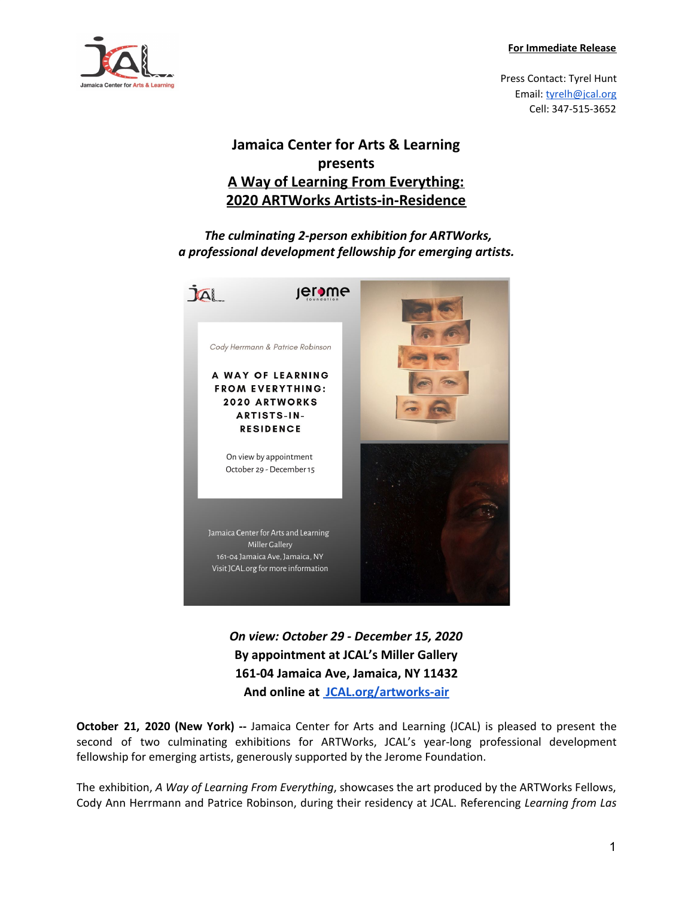**For Immediate Release**

Press Contact: Tyrel Hunt
Email: tyrelh@jcal.org
Cell: 347-515-3652

# Jamaica Center for Arts & Learning presents

# A Way of Learning From Everything: 2020 ARTWorks Artists-in-Residence

***The culminating 2-person exhibition for ARTWorks, a professional development fellowship for emerging artists.***

Cody Herrmann & Patrice Robinson

A WAY OF LEARNING FROM EVERYTHING: 2020 ARTWORKS ARTISTS-IN-RESIDENCE

On view by appointment
October 29 - December 15

Jamaica Center for Arts and Learning
Miller Gallery
161-04 Jamaica Ave, Jamaica, NY
Visit JCAL.org for more information

***On view: October 29 - December 15, 2020***
**By appointment at JCAL's Miller Gallery**
**161-04 Jamaica Ave, Jamaica, NY 11432**
**And online at JCAL.org/artworks-air**

**October 21, 2020 (New York) --** Jamaica Center for Arts and Learning (JCAL) is pleased to present the second of two culminating exhibitions for ARTWorks, JCAL's year-long professional development fellowship for emerging artists, generously supported by the Jerome Foundation.

The exhibition, *A Way of Learning From Everything*, showcases the art produced by the ARTWorks Fellows, Cody Ann Herrmann and Patrice Robinson, during their residency at JCAL. Referencing *Learning from Las*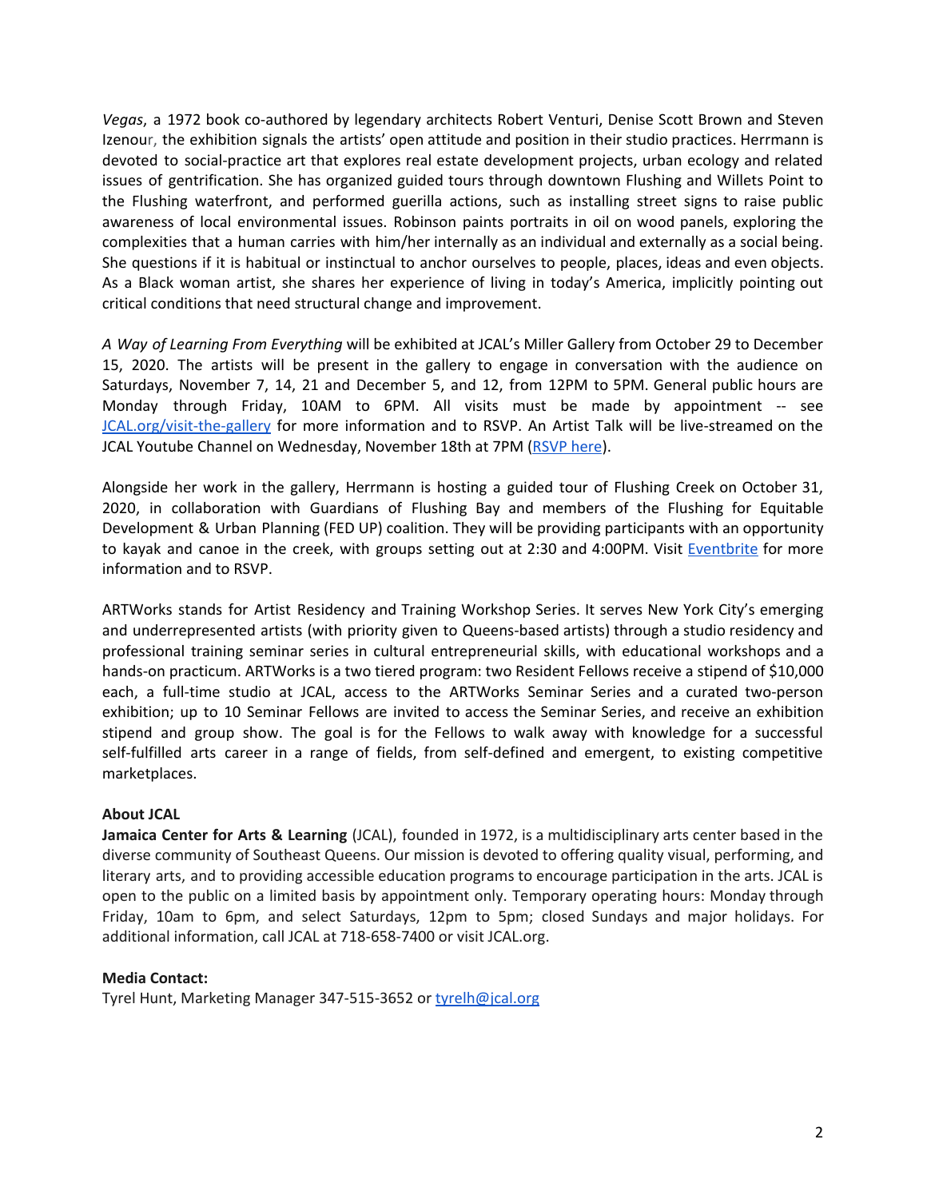*Vegas*, a 1972 book co-authored by legendary architects Robert Venturi, Denise Scott Brown and Steven Izenour, the exhibition signals the artists' open attitude and position in their studio practices. Herrmann is devoted to social-practice art that explores real estate development projects, urban ecology and related issues of gentrification. She has organized guided tours through downtown Flushing and Willets Point to the Flushing waterfront, and performed guerilla actions, such as installing street signs to raise public awareness of local environmental issues. Robinson paints portraits in oil on wood panels, exploring the complexities that a human carries with him/her internally as an individual and externally as a social being. She questions if it is habitual or instinctual to anchor ourselves to people, places, ideas and even objects. As a Black woman artist, she shares her experience of living in today's America, implicitly pointing out critical conditions that need structural change and improvement.

*A Way of Learning From Everything* will be exhibited at JCAL's Miller Gallery from October 29 to December 15, 2020. The artists will be present in the gallery to engage in conversation with the audience on Saturdays, November 7, 14, 21 and December 5, and 12, from 12PM to 5PM. General public hours are Monday through Friday, 10AM to 6PM. All visits must be made by appointment -- see JCAL.org/visit-the-gallery for more information and to RSVP. An Artist Talk will be live-streamed on the JCAL Youtube Channel on Wednesday, November 18th at 7PM (RSVP here).

Alongside her work in the gallery, Herrmann is hosting a guided tour of Flushing Creek on October 31, 2020, in collaboration with Guardians of Flushing Bay and members of the Flushing for Equitable Development & Urban Planning (FED UP) coalition. They will be providing participants with an opportunity to kayak and canoe in the creek, with groups setting out at 2:30 and 4:00PM. Visit Eventbrite for more information and to RSVP.

ARTWorks stands for Artist Residency and Training Workshop Series. It serves New York City's emerging and underrepresented artists (with priority given to Queens-based artists) through a studio residency and professional training seminar series in cultural entrepreneurial skills, with educational workshops and a hands-on practicum. ARTWorks is a two tiered program: two Resident Fellows receive a stipend of $10,000 each, a full-time studio at JCAL, access to the ARTWorks Seminar Series and a curated two-person exhibition; up to 10 Seminar Fellows are invited to access the Seminar Series, and receive an exhibition stipend and group show. The goal is for the Fellows to walk away with knowledge for a successful self-fulfilled arts career in a range of fields, from self-defined and emergent, to existing competitive marketplaces.

**About JCAL**

**Jamaica Center for Arts & Learning** (JCAL), founded in 1972, is a multidisciplinary arts center based in the diverse community of Southeast Queens. Our mission is devoted to offering quality visual, performing, and literary arts, and to providing accessible education programs to encourage participation in the arts. JCAL is open to the public on a limited basis by appointment only. Temporary operating hours: Monday through Friday, 10am to 6pm, and select Saturdays, 12pm to 5pm; closed Sundays and major holidays. For additional information, call JCAL at 718-658-7400 or visit JCAL.org.

**Media Contact:**

Tyrel Hunt, Marketing Manager 347-515-3652 or tyrelh@jcal.org